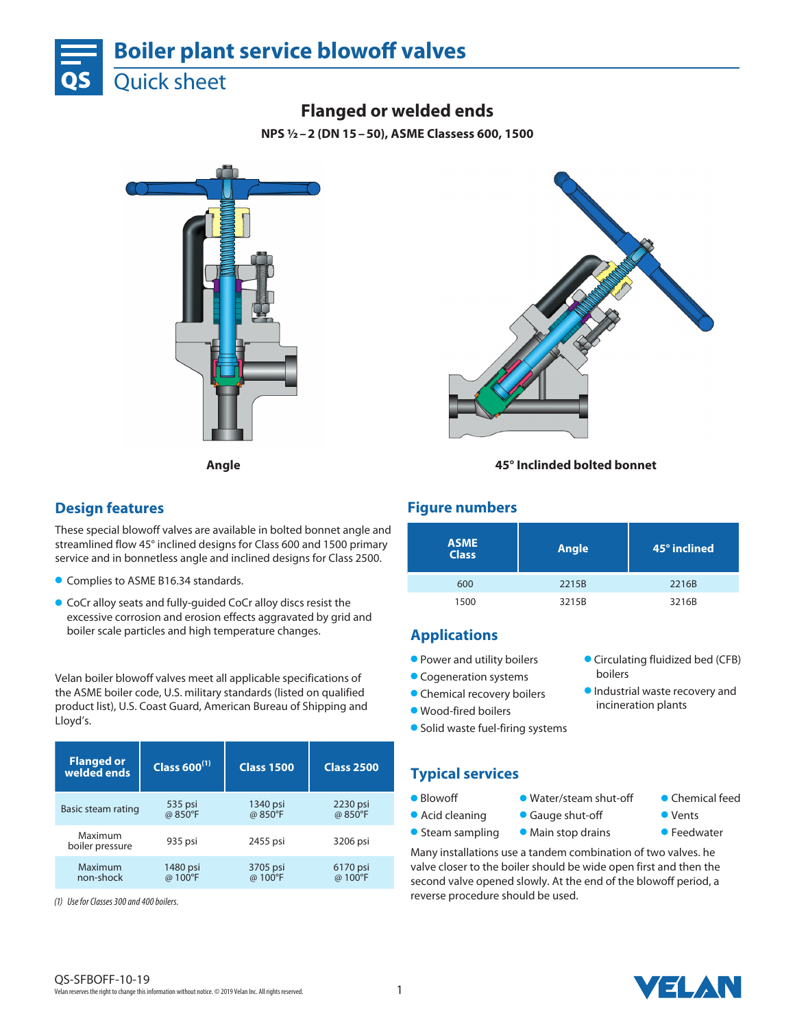# Boiler plant service blowoff valves

## Quick sheet

### Flanged or welded ends

**NPS ½ – 2 (DN 15 – 50), ASME Classess 600, 1500**

**Angle**

**45° Inclinded bolted bonnet**

## Design features

These special blowoff valves are available in bolted bonnet angle and streamlined flow 45° inclined designs for Class 600 and 1500 primary service and in bonnetless angle and inclined designs for Class 2500.

- Complies to ASME B16.34 standards.
- CoCr alloy seats and fully-guided CoCr alloy discs resist the excessive corrosion and erosion effects aggravated by grid and boiler scale particles and high temperature changes.

Velan boiler blowoff valves meet all applicable specifications of the ASME boiler code, U.S. military standards (listed on qualified product list), U.S. Coast Guard, American Bureau of Shipping and Lloyd's.

| Flanged or welded ends | Class 600[(1)] | Class 1500 | Class 2500 |
|---|---|---|---|
| Basic steam rating | 535 psi @ 850°F | 1340 psi @ 850°F | 2230 psi @ 850°F |
| Maximum boiler pressure | 935 psi | 2455 psi | 3206 psi |
| Maximum non-shock | 1480 psi @ 100°F | 3705 psi @ 100°F | 6170 psi @ 100°F |

*(1) Use for Classes 300 and 400 boilers.*

## Figure numbers

| ASME Class | Angle | 45° inclined |
|---|---|---|
| 600 | 2215B | 2216B |
| 1500 | 3215B | 3216B |

## Applications

- Power and utility boilers
- Cogeneration systems
- Chemical recovery boilers
- Wood-fired boilers
- Solid waste fuel-firing systems
- Circulating fluidized bed (CFB) boilers
- Industrial waste recovery and incineration plants

## Typical services

- Blowoff
- Acid cleaning
- Steam sampling
- Water/steam shut-off
- Gauge shut-off
- Main stop drains
- Chemical feed
- Vents
- Feedwater

Many installations use a tandem combination of two valves. he valve closer to the boiler should be wide open first and then the second valve opened slowly. At the end of the blowoff period, a reverse procedure should be used.

QS-SFBOFF-10-19

Velan reserves the right to change this information without notice. © 2019 Velan Inc. All rights reserved.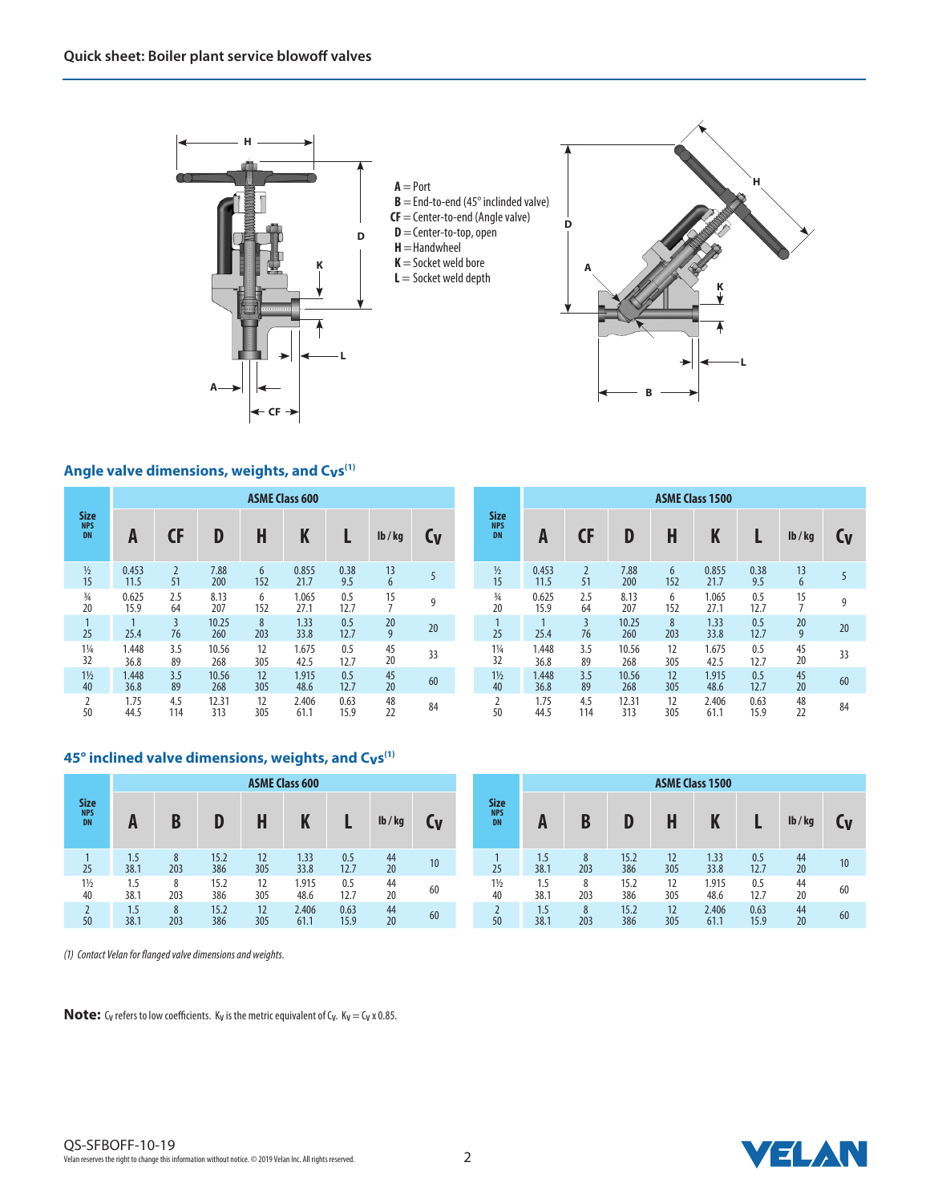## Quick sheet: Boiler plant service blowoff valves

**A** = Port
**B** = End-to-end (45° inclined valve)
**CF** = Center-to-end (Angle valve)
**D** = Center-to-top, open
**H** = Handwheel
**K** = Socket weld bore
**L** = Socket weld depth

### Angle valve dimensions, weights, and Cvs[1]

**ASME Class 600**

| Size NPS DN | A | CF | D | H | K | L | lb / kg | Cv |
|---|---|---|---|---|---|---|---|---|
| ½ 15 | 0.453 11.5 | 2 51 | 7.88 200 | 6 152 | 0.855 21.7 | 0.38 9.5 | 13 6 | 5 |
| ¾ 20 | 0.625 15.9 | 2.5 64 | 8.13 207 | 6 152 | 1.065 27.1 | 0.5 12.7 | 15 7 | 9 |
| 1 25 | 1 25.4 | 3 76 | 10.25 260 | 8 203 | 1.33 33.8 | 0.5 12.7 | 20 9 | 20 |
| 1¼ 32 | 1.448 36.8 | 3.5 89 | 10.56 268 | 12 305 | 1.675 42.5 | 0.5 12.7 | 45 20 | 33 |
| 1½ 40 | 1.448 36.8 | 3.5 89 | 10.56 268 | 12 305 | 1.915 48.6 | 0.5 12.7 | 45 20 | 60 |
| 2 50 | 1.75 44.5 | 4.5 114 | 12.31 313 | 12 305 | 2.406 61.1 | 0.63 15.9 | 48 22 | 84 |

**ASME Class 1500**

| Size NPS DN | A | CF | D | H | K | L | lb / kg | Cv |
|---|---|---|---|---|---|---|---|---|
| ½ 15 | 0.453 11.5 | 2 51 | 7.88 200 | 6 152 | 0.855 21.7 | 0.38 9.5 | 13 6 | 5 |
| ¾ 20 | 0.625 15.9 | 2.5 64 | 8.13 207 | 6 152 | 1.065 27.1 | 0.5 12.7 | 15 7 | 9 |
| 1 25 | 1 25.4 | 3 76 | 10.25 260 | 8 203 | 1.33 33.8 | 0.5 12.7 | 20 9 | 20 |
| 1¼ 32 | 1.448 36.8 | 3.5 89 | 10.56 268 | 12 305 | 1.675 42.5 | 0.5 12.7 | 45 20 | 33 |
| 1½ 40 | 1.448 36.8 | 3.5 89 | 10.56 268 | 12 305 | 1.915 48.6 | 0.5 12.7 | 45 20 | 60 |
| 2 50 | 1.75 44.5 | 4.5 114 | 12.31 313 | 12 305 | 2.406 61.1 | 0.63 15.9 | 48 22 | 84 |

### 45° inclined valve dimensions, weights, and Cvs[1]

**ASME Class 600**

| Size NPS DN | A | B | D | H | K | L | lb / kg | Cv |
|---|---|---|---|---|---|---|---|---|
| 1 25 | 1.5 38.1 | 8 203 | 15.2 386 | 12 305 | 1.33 33.8 | 0.5 12.7 | 44 20 | 10 |
| 1½ 40 | 1.5 38.1 | 8 203 | 15.2 386 | 12 305 | 1.915 48.6 | 0.5 12.7 | 44 20 | 60 |
| 2 50 | 1.5 38.1 | 8 203 | 15.2 386 | 12 305 | 2.406 61.1 | 0.63 15.9 | 44 20 | 60 |

**ASME Class 1500**

| Size NPS DN | A | B | D | H | K | L | lb / kg | Cv |
|---|---|---|---|---|---|---|---|---|
| 1 25 | 1.5 38.1 | 8 203 | 15.2 386 | 12 305 | 1.33 33.8 | 0.5 12.7 | 44 20 | 10 |
| 1½ 40 | 1.5 38.1 | 8 203 | 15.2 386 | 12 305 | 1.915 48.6 | 0.5 12.7 | 44 20 | 60 |
| 2 50 | 1.5 38.1 | 8 203 | 15.2 386 | 12 305 | 2.406 61.1 | 0.63 15.9 | 44 20 | 60 |

*(1) Contact Velan for flanged valve dimensions and weights.*

**Note:** $C_V$ refers to low coefficients. $K_V$ is the metric equivalent of $C_V$. $K_V = C_V \times 0.85$.

QS-SFBOFF-10-19
Velan reserves the right to change this information without notice. © 2019 Velan Inc. All rights reserved.